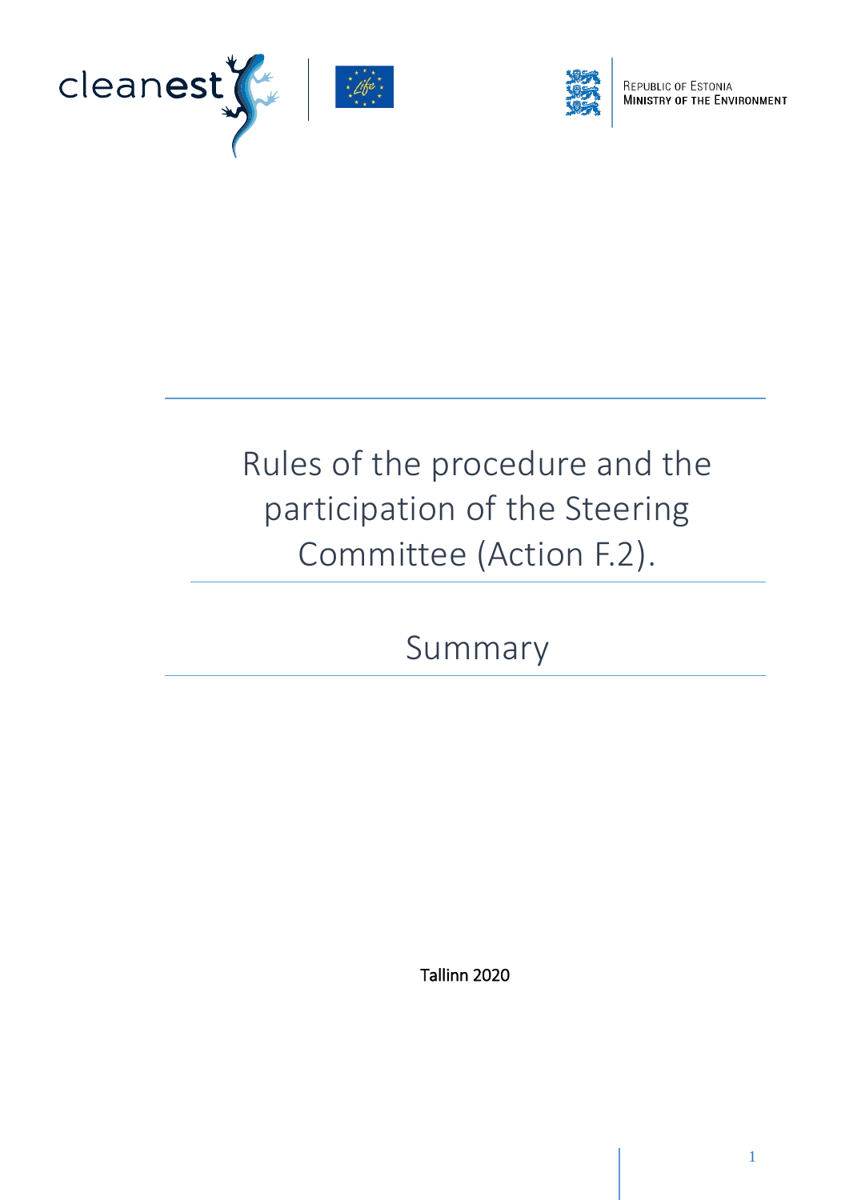Republic of Estonia
Ministry of the Environment

# Rules of the procedure and the participation of the Steering Committee (Action F.2).

## Summary

Tallinn 2020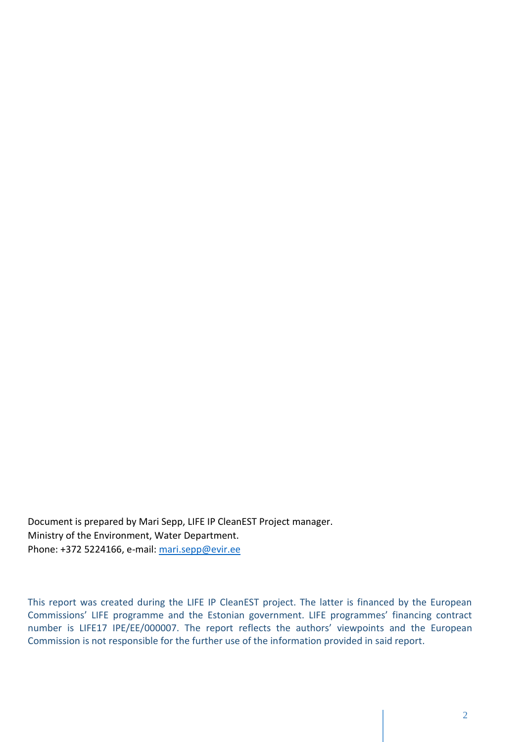Document is prepared by Mari Sepp, LIFE IP CleanEST Project manager.
Ministry of the Environment, Water Department.
Phone: +372 5224166, e-mail: mari.sepp@evir.ee

This report was created during the LIFE IP CleanEST project. The latter is financed by the European Commissions' LIFE programme and the Estonian government. LIFE programmes' financing contract number is LIFE17 IPE/EE/000007. The report reflects the authors' viewpoints and the European Commission is not responsible for the further use of the information provided in said report.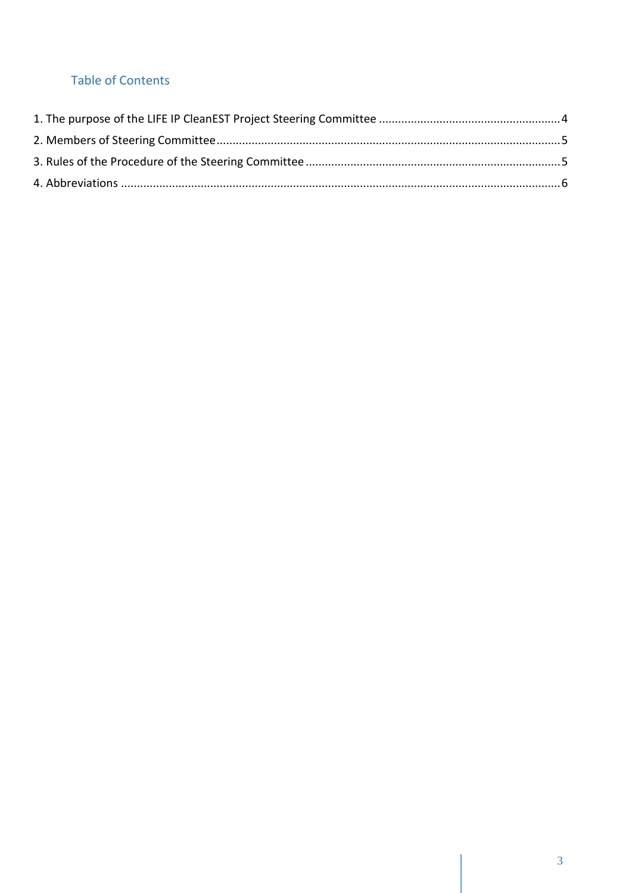## Table of Contents

1. The purpose of the LIFE IP CleanEST Project Steering Committee ........................................................4
2. Members of Steering Committee..........................................................................................................5
3. Rules of the Procedure of the Steering Committee ...............................................................................5
4. Abbreviations .......................................................................................................................................6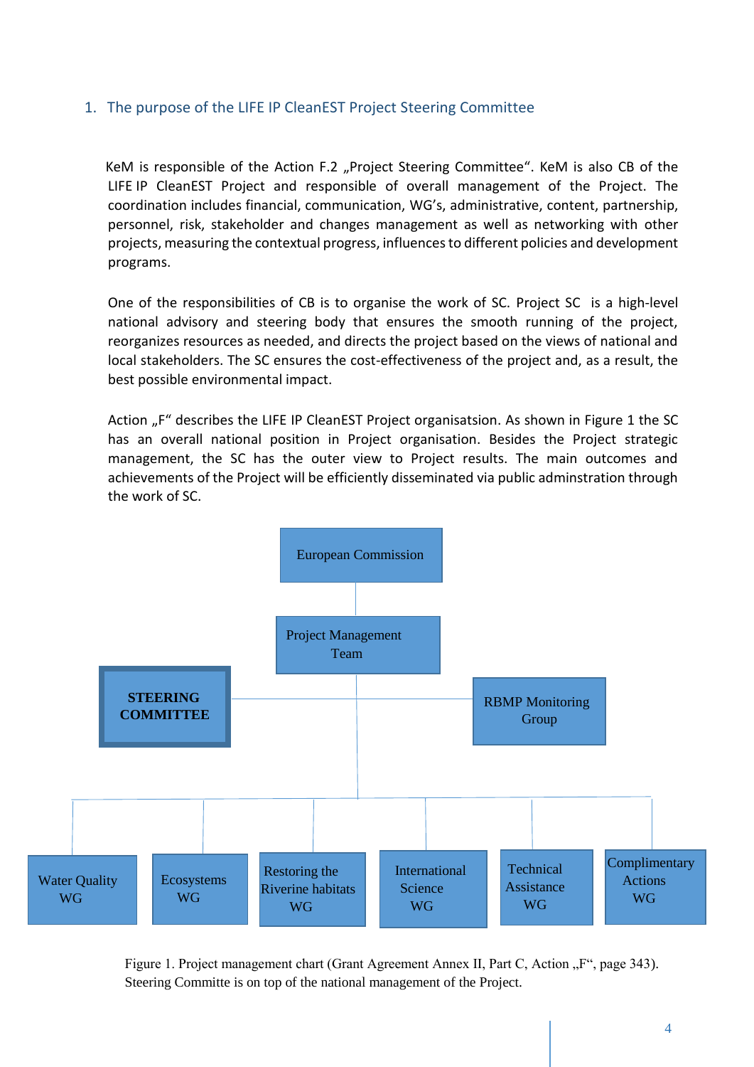## 1. The purpose of the LIFE IP CleanEST Project Steering Committee

KeM is responsible of the Action F.2 „Project Steering Committee". KeM is also CB of the LIFE IP CleanEST Project and responsible of overall management of the Project. The coordination includes financial, communication, WG's, administrative, content, partnership, personnel, risk, stakeholder and changes management as well as networking with other projects, measuring the contextual progress, influences to different policies and development programs.

One of the responsibilities of CB is to organise the work of SC. Project SC is a high-level national advisory and steering body that ensures the smooth running of the project, reorganizes resources as needed, and directs the project based on the views of national and local stakeholders. The SC ensures the cost-effectiveness of the project and, as a result, the best possible environmental impact.

Action „F" describes the LIFE IP CleanEST Project organisatsion. As shown in Figure 1 the SC has an overall national position in Project organisation. Besides the Project strategic management, the SC has the outer view to Project results. The main outcomes and achievements of the Project will be efficiently disseminated via public adminstration through the work of SC.

European Commission

Project Management Team

**STEERING COMMITTEE**

RBMP Monitoring Group

Water Quality WG | Ecosystems WG | Restoring the Riverine habitats WG | International Science WG | Technical Assistance WG | Complimentary Actions WG

Figure 1. Project management chart (Grant Agreement Annex II, Part C, Action „F", page 343). Steering Committe is on top of the national management of the Project.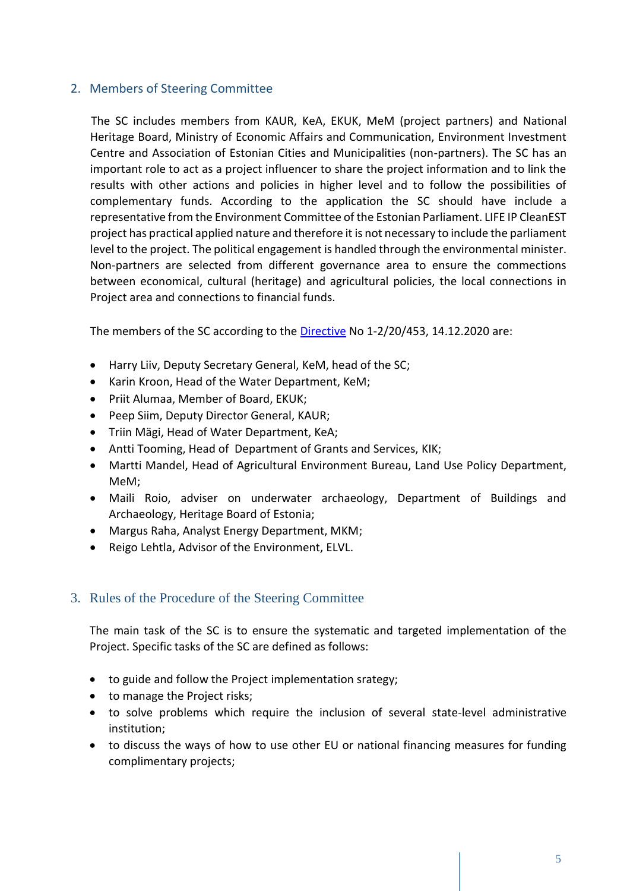## 2. Members of Steering Committee

The SC includes members from KAUR, KeA, EKUK, MeM (project partners) and National Heritage Board, Ministry of Economic Affairs and Communication, Environment Investment Centre and Association of Estonian Cities and Municipalities (non-partners). The SC has an important role to act as a project influencer to share the project information and to link the results with other actions and policies in higher level and to follow the possibilities of complementary funds. According to the application the SC should have include a representative from the Environment Committee of the Estonian Parliament. LIFE IP CleanEST project has practical applied nature and therefore it is not necessary to include the parliament level to the project. The political engagement is handled through the environmental minister. Non-partners are selected from different governance area to ensure the connections between economical, cultural (heritage) and agricultural policies, the local connections in Project area and connections to financial funds.

The members of the SC according to the [Directive](Directive) No 1-2/20/453, 14.12.2020 are:

- Harry Liiv, Deputy Secretary General, KeM, head of the SC;
- Karin Kroon, Head of the Water Department, KeM;
- Priit Alumaa, Member of Board, EKUK;
- Peep Siim, Deputy Director General, KAUR;
- Triin Mägi, Head of Water Department, KeA;
- Antti Tooming, Head of Department of Grants and Services, KIK;
- Martti Mandel, Head of Agricultural Environment Bureau, Land Use Policy Department, MeM;
- Maili Roio, adviser on underwater archaeology, Department of Buildings and Archaeology, Heritage Board of Estonia;
- Margus Raha, Analyst Energy Department, MKM;
- Reigo Lehtla, Advisor of the Environment, ELVL.

## 3. Rules of the Procedure of the Steering Committee

The main task of the SC is to ensure the systematic and targeted implementation of the Project. Specific tasks of the SC are defined as follows:

- to guide and follow the Project implementation srategy;
- to manage the Project risks;
- to solve problems which require the inclusion of several state-level administrative institution;
- to discuss the ways of how to use other EU or national financing measures for funding complimentary projects;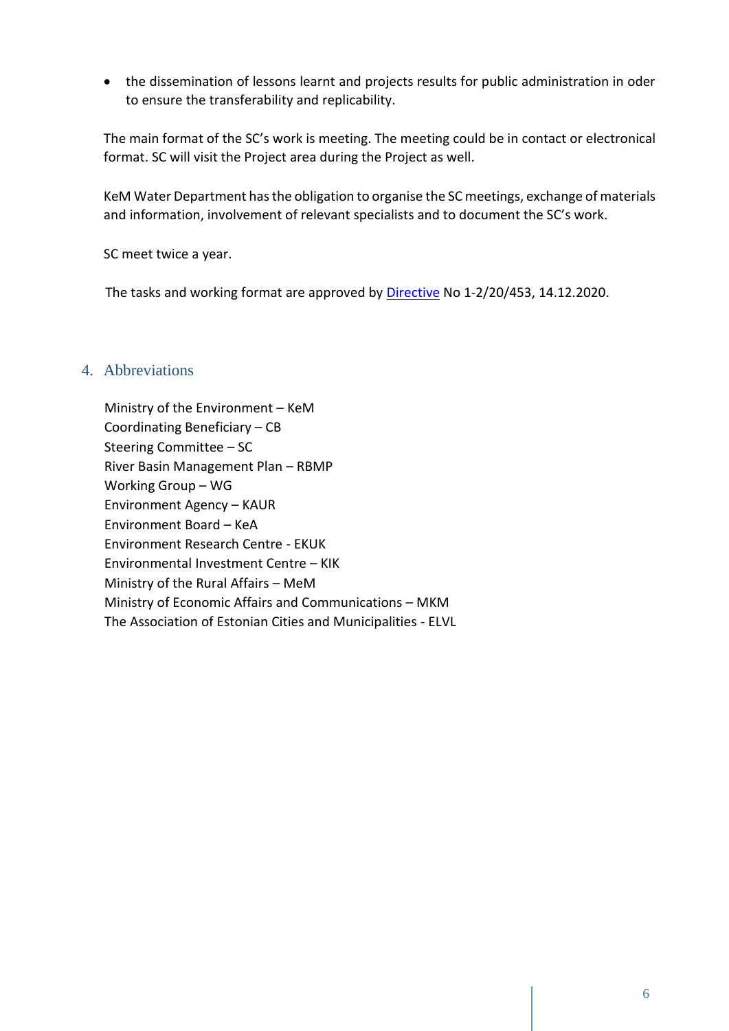- the dissemination of lessons learnt and projects results for public administration in oder to ensure the transferability and replicability.

The main format of the SC's work is meeting. The meeting could be in contact or electronical format. SC will visit the Project area during the Project as well.

KeM Water Department has the obligation to organise the SC meetings, exchange of materials and information, involvement of relevant specialists and to document the SC's work.

SC meet twice a year.

The tasks and working format are approved by Directive No 1-2/20/453, 14.12.2020.

## 4. Abbreviations

Ministry of the Environment – KeM  
Coordinating Beneficiary – CB  
Steering Committee – SC  
River Basin Management Plan – RBMP  
Working Group – WG  
Environment Agency – KAUR  
Environment Board – KeA  
Environment Research Centre - EKUK  
Environmental Investment Centre – KIK  
Ministry of the Rural Affairs – MeM  
Ministry of Economic Affairs and Communications – MKM  
The Association of Estonian Cities and Municipalities - ELVL